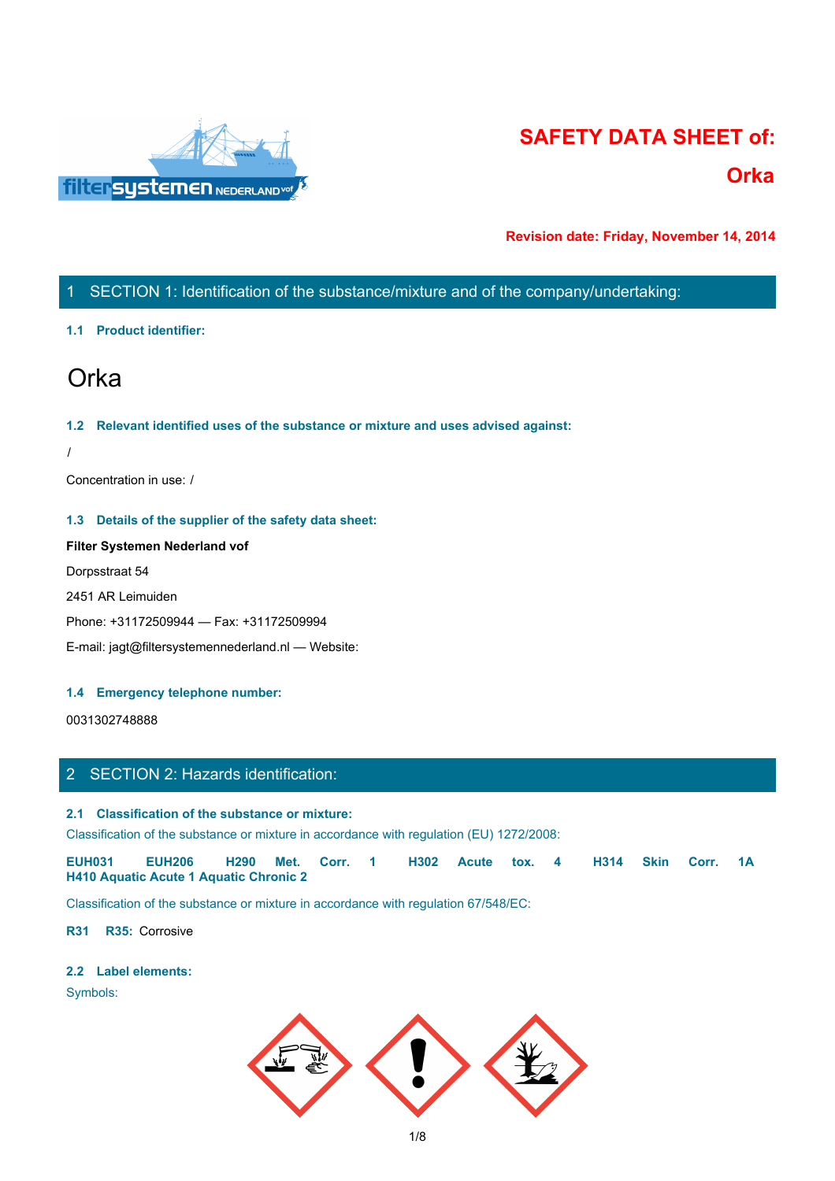# SAFETY DATA SHEET of:

# Orka

**Revision date: Friday, November 14, 2014**

## 1 SECTION 1: Identification of the substance/mixture and of the company/undertaking:

### 1.1 Product identifier:

# Orka

### 1.2 Relevant identified uses of the substance or mixture and uses advised against:

/

Concentration in use: /

### 1.3 Details of the supplier of the safety data sheet:

**Filter Systemen Nederland vof**

Dorpsstraat 54

2451 AR Leimuiden

Phone: +31172509944 — Fax: +31172509994

E-mail: jagt@filtersystemennederland.nl — Website:

### 1.4 Emergency telephone number:

0031302748888

## 2 SECTION 2: Hazards identification:

### 2.1 Classification of the substance or mixture:

Classification of the substance or mixture in accordance with regulation (EU) 1272/2008:

**EUH031 EUH206 H290 Met. Corr. 1 H302 Acute tox. 4 H314 Skin Corr. 1A H410 Aquatic Acute 1 Aquatic Chronic 2**

Classification of the substance or mixture in accordance with regulation 67/548/EC:

**R31 R35:** Corrosive

### 2.2 Label elements:

Symbols: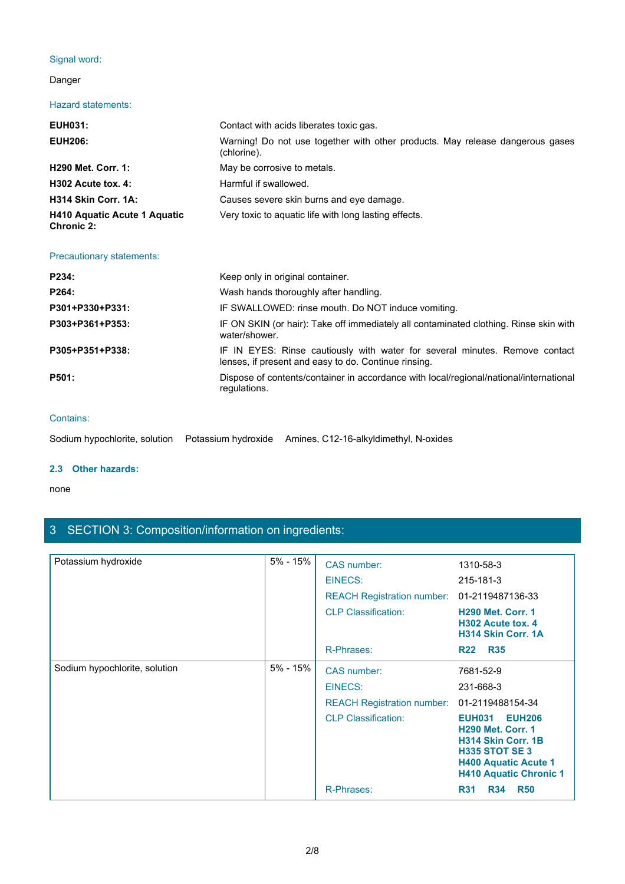Signal word:

Danger

Hazard statements:

| | |
|---|---|
| **EUH031:** | Contact with acids liberates toxic gas. |
| **EUH206:** | Warning! Do not use together with other products. May release dangerous gases (chlorine). |
| **H290 Met. Corr. 1:** | May be corrosive to metals. |
| **H302 Acute tox. 4:** | Harmful if swallowed. |
| **H314 Skin Corr. 1A:** | Causes severe skin burns and eye damage. |
| **H410 Aquatic Acute 1 Aquatic Chronic 2:** | Very toxic to aquatic life with long lasting effects. |

Precautionary statements:

| | |
|---|---|
| **P234:** | Keep only in original container. |
| **P264:** | Wash hands thoroughly after handling. |
| **P301+P330+P331:** | IF SWALLOWED: rinse mouth. Do NOT induce vomiting. |
| **P303+P361+P353:** | IF ON SKIN (or hair): Take off immediately all contaminated clothing. Rinse skin with water/shower. |
| **P305+P351+P338:** | IF IN EYES: Rinse cautiously with water for several minutes. Remove contact lenses, if present and easy to do. Continue rinsing. |
| **P501:** | Dispose of contents/container in accordance with local/regional/national/international regulations. |

Contains:

Sodium hypochlorite, solution Potassium hydroxide Amines, C12-16-alkyldimethyl, N-oxides

### 2.3 Other hazards:

none

## 3 SECTION 3: Composition/information on ingredients:

| Ingredient | Concentration | Property | Value |
|---|---|---|---|
| Potassium hydroxide | 5% - 15% | CAS number: | 1310-58-3 |
| | | EINECS: | 215-181-3 |
| | | REACH Registration number: | 01-2119487136-33 |
| | | CLP Classification: | **H290 Met. Corr. 1** **H302 Acute tox. 4** **H314 Skin Corr. 1A** |
| | | R-Phrases: | **R22 R35** |
| Sodium hypochlorite, solution | 5% - 15% | CAS number: | 7681-52-9 |
| | | EINECS: | 231-668-3 |
| | | REACH Registration number: | 01-2119488154-34 |
| | | CLP Classification: | **EUH031 EUH206** **H290 Met. Corr. 1** **H314 Skin Corr. 1B** **H335 STOT SE 3** **H400 Aquatic Acute 1** **H410 Aquatic Chronic 1** |
| | | R-Phrases: | **R31 R34 R50** |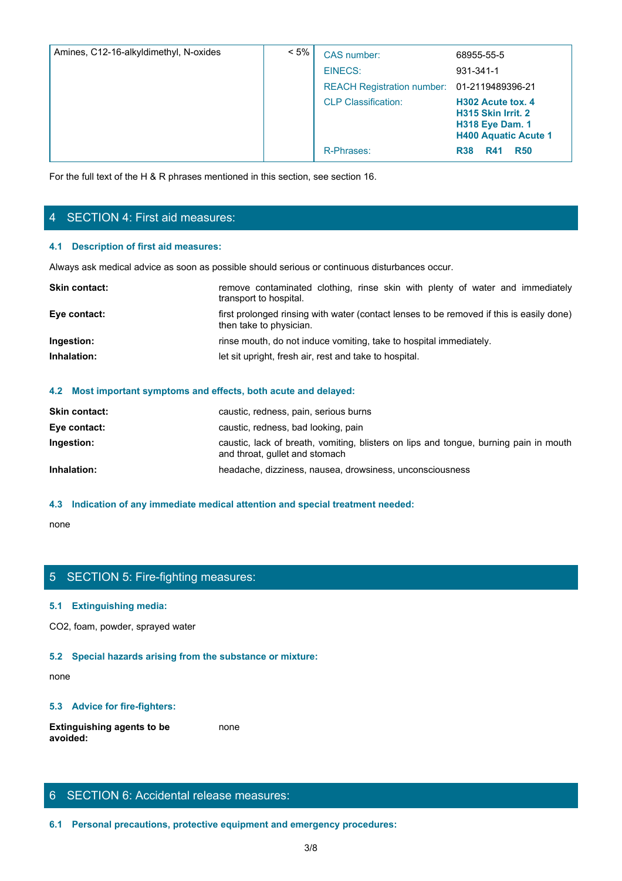| Amines, C12-16-alkyldimethyl, N-oxides | < 5% | CAS number: | 68955-55-5 |
|---|---|---|---|
| | | EINECS: | 931-341-1 |
| | | REACH Registration number: | 01-2119489396-21 |
| | | CLP Classification: | **H302 Acute tox. 4**<br>**H315 Skin Irrit. 2**<br>**H318 Eye Dam. 1**<br>**H400 Aquatic Acute 1** |
| | | R-Phrases: | **R38 R41 R50** |

For the full text of the H & R phrases mentioned in this section, see section 16.

## 4 SECTION 4: First aid measures:

### 4.1 Description of first aid measures:

Always ask medical advice as soon as possible should serious or continuous disturbances occur.

**Skin contact:** remove contaminated clothing, rinse skin with plenty of water and immediately transport to hospital.

**Eye contact:** first prolonged rinsing with water (contact lenses to be removed if this is easily done) then take to physician.

**Ingestion:** rinse mouth, do not induce vomiting, take to hospital immediately.

**Inhalation:** let sit upright, fresh air, rest and take to hospital.

### 4.2 Most important symptoms and effects, both acute and delayed:

**Skin contact:** caustic, redness, pain, serious burns

**Eye contact:** caustic, redness, bad looking, pain

**Ingestion:** caustic, lack of breath, vomiting, blisters on lips and tongue, burning pain in mouth and throat, gullet and stomach

**Inhalation:** headache, dizziness, nausea, drowsiness, unconsciousness

### 4.3 Indication of any immediate medical attention and special treatment needed:

none

## 5 SECTION 5: Fire-fighting measures:

### 5.1 Extinguishing media:

$CO_2$, foam, powder, sprayed water

### 5.2 Special hazards arising from the substance or mixture:

none

### 5.3 Advice for fire-fighters:

**Extinguishing agents to be avoided:** none

## 6 SECTION 6: Accidental release measures:

### 6.1 Personal precautions, protective equipment and emergency procedures: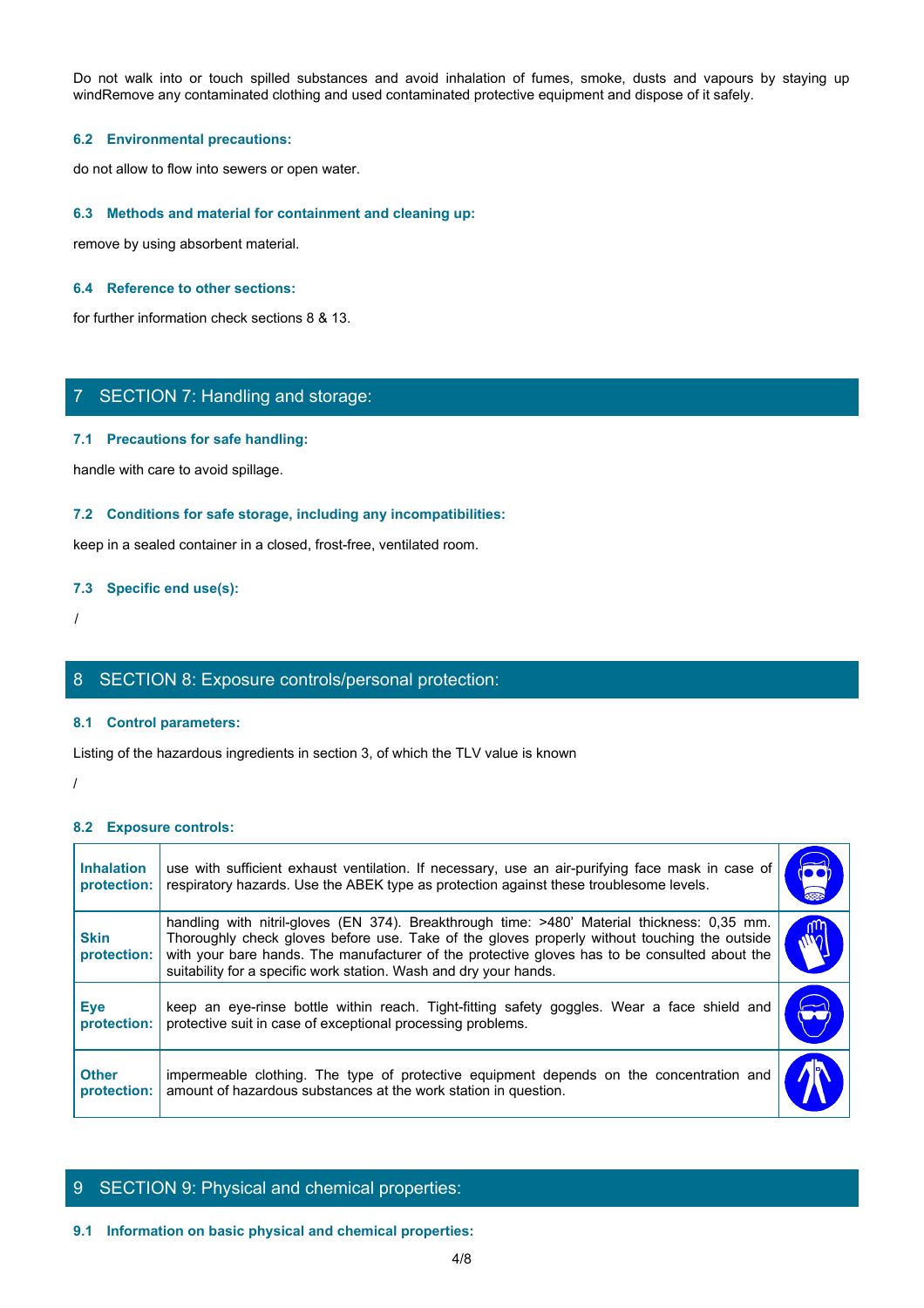Do not walk into or touch spilled substances and avoid inhalation of fumes, smoke, dusts and vapours by staying up windRemove any contaminated clothing and used contaminated protective equipment and dispose of it safely.

### 6.2 Environmental precautions:

do not allow to flow into sewers or open water.

### 6.3 Methods and material for containment and cleaning up:

remove by using absorbent material.

### 6.4 Reference to other sections:

for further information check sections 8 & 13.

## 7 SECTION 7: Handling and storage:

### 7.1 Precautions for safe handling:

handle with care to avoid spillage.

### 7.2 Conditions for safe storage, including any incompatibilities:

keep in a sealed container in a closed, frost-free, ventilated room.

### 7.3 Specific end use(s):

/

## 8 SECTION 8: Exposure controls/personal protection:

### 8.1 Control parameters:

Listing of the hazardous ingredients in section 3, of which the TLV value is known

/

### 8.2 Exposure controls:

| | |
|---|---|
| **Inhalation protection:** | use with sufficient exhaust ventilation. If necessary, use an air-purifying face mask in case of respiratory hazards. Use the ABEK type as protection against these troublesome levels. |
| **Skin protection:** | handling with nitril-gloves (EN 374). Breakthrough time: >480' Material thickness: 0,35 mm. Thoroughly check gloves before use. Take of the gloves properly without touching the outside with your bare hands. The manufacturer of the protective gloves has to be consulted about the suitability for a specific work station. Wash and dry your hands. |
| **Eye protection:** | keep an eye-rinse bottle within reach. Tight-fitting safety goggles. Wear a face shield and protective suit in case of exceptional processing problems. |
| **Other protection:** | impermeable clothing. The type of protective equipment depends on the concentration and amount of hazardous substances at the work station in question. |

## 9 SECTION 9: Physical and chemical properties:

### 9.1 Information on basic physical and chemical properties: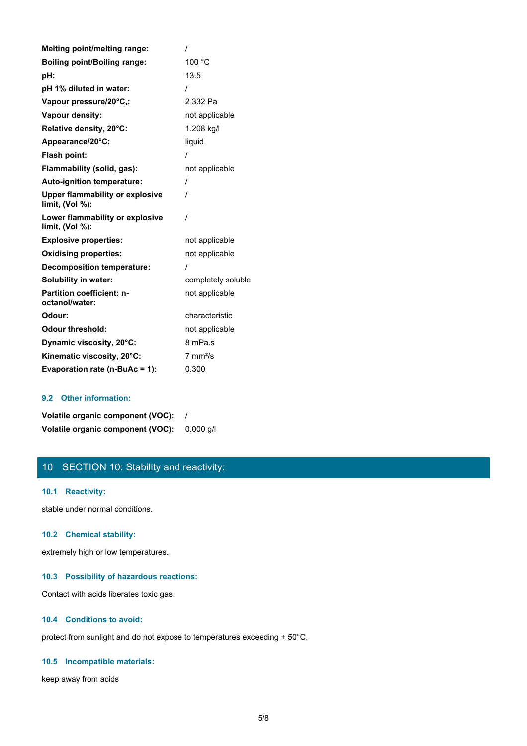| | |
|---|---|
| **Melting point/melting range:** | / |
| **Boiling point/Boiling range:** | 100 °C |
| **pH:** | 13.5 |
| **pH 1% diluted in water:** | / |
| **Vapour pressure/20°C,:** | 2 332 Pa |
| **Vapour density:** | not applicable |
| **Relative density, 20°C:** | 1.208 kg/l |
| **Appearance/20°C:** | liquid |
| **Flash point:** | / |
| **Flammability (solid, gas):** | not applicable |
| **Auto-ignition temperature:** | / |
| **Upper flammability or explosive limit, (Vol %):** | / |
| **Lower flammability or explosive limit, (Vol %):** | / |
| **Explosive properties:** | not applicable |
| **Oxidising properties:** | not applicable |
| **Decomposition temperature:** | / |
| **Solubility in water:** | completely soluble |
| **Partition coefficient: n-octanol/water:** | not applicable |
| **Odour:** | characteristic |
| **Odour threshold:** | not applicable |
| **Dynamic viscosity, 20°C:** | 8 mPa.s |
| **Kinematic viscosity, 20°C:** | 7 mm²/s |
| **Evaporation rate (n-BuAc = 1):** | 0.300 |

### 9.2 Other information:

| | |
|---|---|
| **Volatile organic component (VOC):** | / |
| **Volatile organic component (VOC):** | 0.000 g/l |

## 10 SECTION 10: Stability and reactivity:

### 10.1 Reactivity:

stable under normal conditions.

### 10.2 Chemical stability:

extremely high or low temperatures.

### 10.3 Possibility of hazardous reactions:

Contact with acids liberates toxic gas.

### 10.4 Conditions to avoid:

protect from sunlight and do not expose to temperatures exceeding + 50°C.

### 10.5 Incompatible materials:

keep away from acids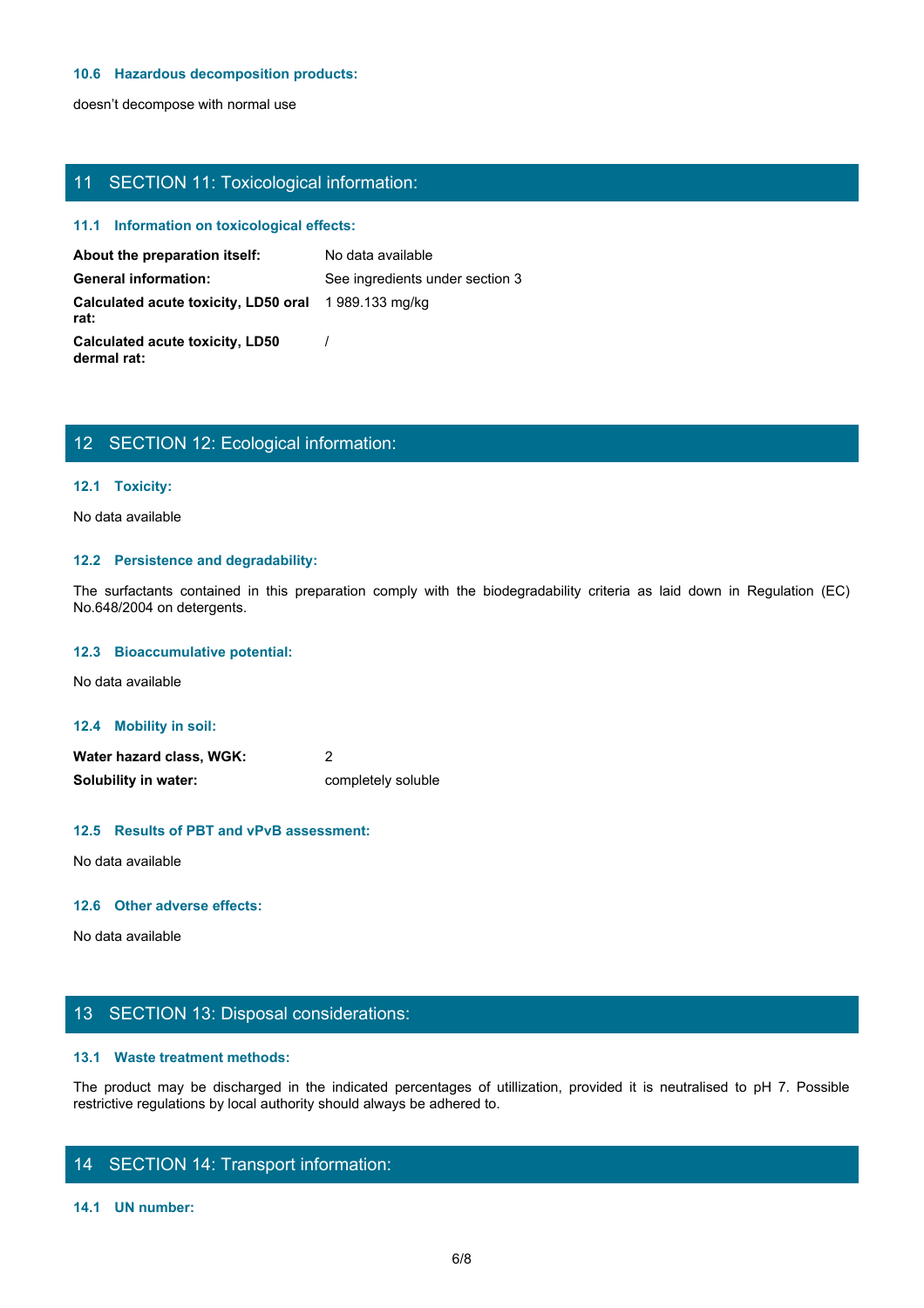### 10.6 Hazardous decomposition products:

doesn't decompose with normal use

## 11 SECTION 11: Toxicological information:

### 11.1 Information on toxicological effects:

| | |
|---|---|
| **About the preparation itself:** | No data available |
| **General information:** | See ingredients under section 3 |
| **Calculated acute toxicity, LD50 oral rat:** | 1 989.133 mg/kg |
| **Calculated acute toxicity, LD50 dermal rat:** | / |

## 12 SECTION 12: Ecological information:

### 12.1 Toxicity:

No data available

### 12.2 Persistence and degradability:

The surfactants contained in this preparation comply with the biodegradability criteria as laid down in Regulation (EC) No.648/2004 on detergents.

### 12.3 Bioaccumulative potential:

No data available

### 12.4 Mobility in soil:

| | |
|---|---|
| **Water hazard class, WGK:** | 2 |
| **Solubility in water:** | completely soluble |

### 12.5 Results of PBT and vPvB assessment:

No data available

### 12.6 Other adverse effects:

No data available

## 13 SECTION 13: Disposal considerations:

### 13.1 Waste treatment methods:

The product may be discharged in the indicated percentages of utillization, provided it is neutralised to pH 7. Possible restrictive regulations by local authority should always be adhered to.

## 14 SECTION 14: Transport information:

### 14.1 UN number: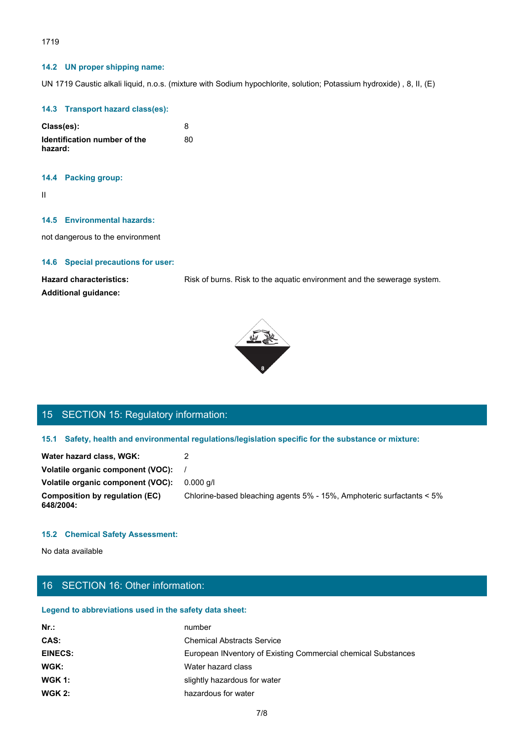1719

### 14.2 UN proper shipping name:

UN 1719 Caustic alkali liquid, n.o.s. (mixture with Sodium hypochlorite, solution; Potassium hydroxide) , 8, II, (E)

### 14.3 Transport hazard class(es):

| | |
|---|---|
| **Class(es):** | 8 |
| **Identification number of the hazard:** | 80 |

### 14.4 Packing group:

II

### 14.5 Environmental hazards:

not dangerous to the environment

### 14.6 Special precautions for user:

| | |
|---|---|
| **Hazard characteristics:** | Risk of burns. Risk to the aquatic environment and the sewerage system. |
| **Additional guidance:** | |

## 15 SECTION 15: Regulatory information:

### 15.1 Safety, health and environmental regulations/legislation specific for the substance or mixture:

| | |
|---|---|
| **Water hazard class, WGK:** | 2 |
| **Volatile organic component (VOC):** | / |
| **Volatile organic component (VOC):** | 0.000 g/l |
| **Composition by regulation (EC) 648/2004:** | Chlorine-based bleaching agents 5% - 15%, Amphoteric surfactants < 5% |

### 15.2 Chemical Safety Assessment:

No data available

## 16 SECTION 16: Other information:

### Legend to abbreviations used in the safety data sheet:

| | |
|---|---|
| **Nr.:** | number |
| **CAS:** | Chemical Abstracts Service |
| **EINECS:** | European INventory of Existing Commercial chemical Substances |
| **WGK:** | Water hazard class |
| **WGK 1:** | slightly hazardous for water |
| **WGK 2:** | hazardous for water |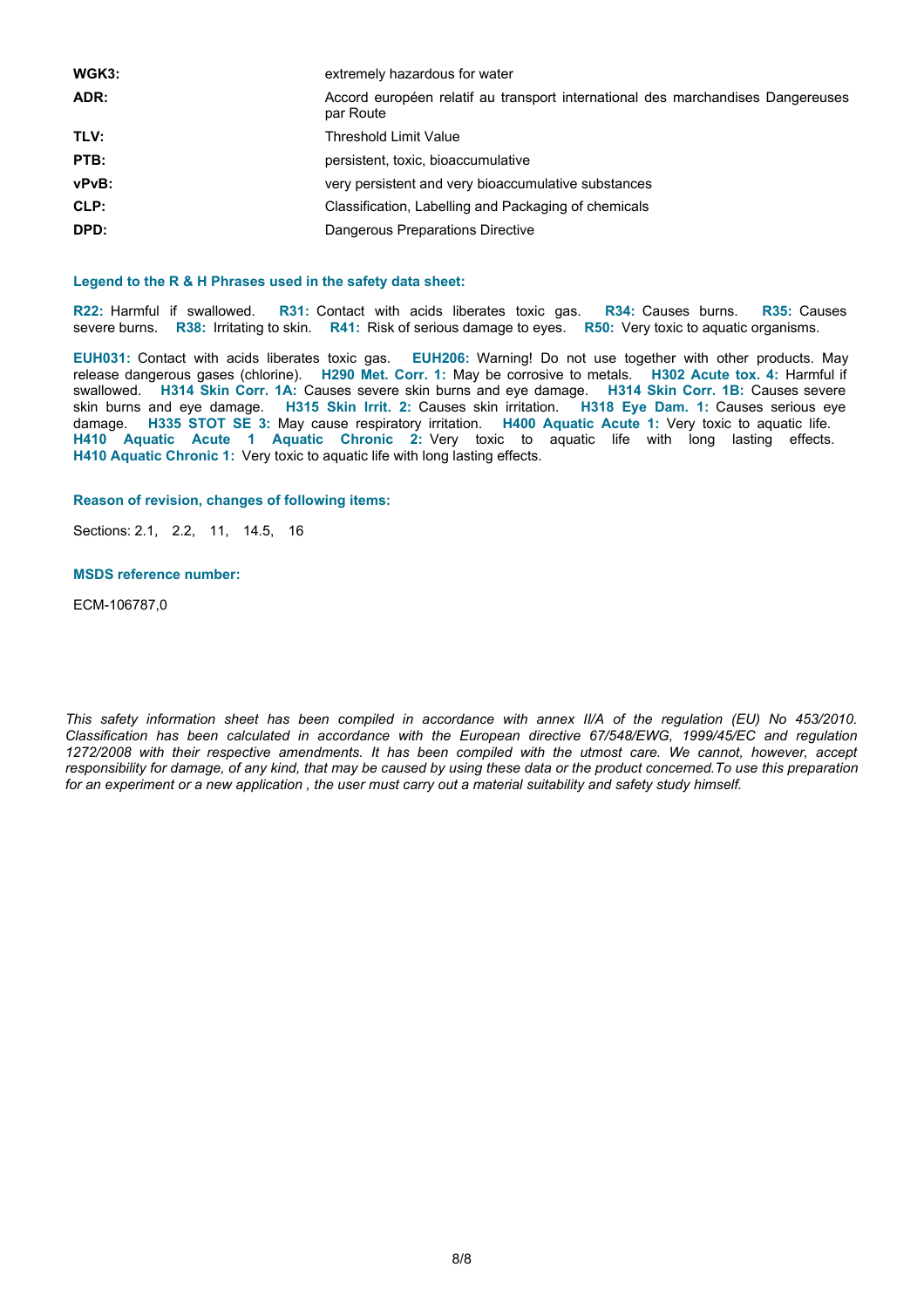| | |
|---|---|
| **WGK3:** | extremely hazardous for water |
| **ADR:** | Accord européen relatif au transport international des marchandises Dangereuses par Route |
| **TLV:** | Threshold Limit Value |
| **PTB:** | persistent, toxic, bioaccumulative |
| **vPvB:** | very persistent and very bioaccumulative substances |
| **CLP:** | Classification, Labelling and Packaging of chemicals |
| **DPD:** | Dangerous Preparations Directive |

### Legend to the R & H Phrases used in the safety data sheet:

**R22:** Harmful if swallowed. **R31:** Contact with acids liberates toxic gas. **R34:** Causes burns. **R35:** Causes severe burns. **R38:** Irritating to skin. **R41:** Risk of serious damage to eyes. **R50:** Very toxic to aquatic organisms.

**EUH031:** Contact with acids liberates toxic gas. **EUH206:** Warning! Do not use together with other products. May release dangerous gases (chlorine). **H290 Met. Corr. 1:** May be corrosive to metals. **H302 Acute tox. 4:** Harmful if swallowed. **H314 Skin Corr. 1A:** Causes severe skin burns and eye damage. **H314 Skin Corr. 1B:** Causes severe skin burns and eye damage. **H315 Skin Irrit. 2:** Causes skin irritation. **H318 Eye Dam. 1:** Causes serious eye damage. **H335 STOT SE 3:** May cause respiratory irritation. **H400 Aquatic Acute 1:** Very toxic to aquatic life. **H410 Aquatic Acute 1 Aquatic Chronic 2:** Very toxic to aquatic life with long lasting effects. **H410 Aquatic Chronic 1:** Very toxic to aquatic life with long lasting effects.

### Reason of revision, changes of following items:

Sections: 2.1, 2.2, 11, 14.5, 16

### MSDS reference number:

ECM-106787,0

*This safety information sheet has been compiled in accordance with annex II/A of the regulation (EU) No 453/2010. Classification has been calculated in accordance with the European directive 67/548/EWG, 1999/45/EC and regulation 1272/2008 with their respective amendments. It has been compiled with the utmost care. We cannot, however, accept responsibility for damage, of any kind, that may be caused by using these data or the product concerned.To use this preparation for an experiment or a new application , the user must carry out a material suitability and safety study himself.*